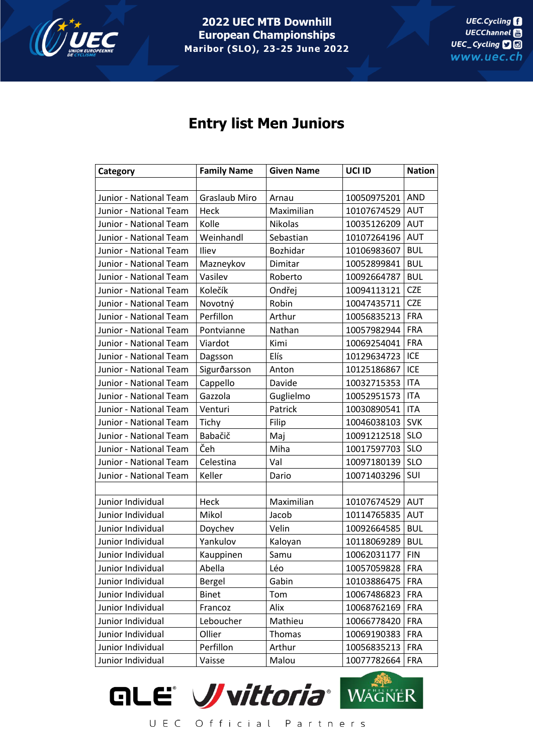**2022 UEC MTB Downhill European Championships**
**Maribor (SLO), 23-25 June 2022**

# Entry list Men Juniors

| Category | Family Name | Given Name | UCI ID | Nation |
|---|---|---|---|---|
| | | | | |
| Junior - National Team | Graslaub Miro | Arnau | 10050975201 | AND |
| Junior - National Team | Heck | Maximilian | 10107674529 | AUT |
| Junior - National Team | Kolle | Nikolas | 10035126209 | AUT |
| Junior - National Team | Weinhandl | Sebastian | 10107264196 | AUT |
| Junior - National Team | Iliev | Bozhidar | 10106983607 | BUL |
| Junior - National Team | Mazneykov | Dimitar | 10052899841 | BUL |
| Junior - National Team | Vasilev | Roberto | 10092664787 | BUL |
| Junior - National Team | Kolečík | Ondřej | 10094113121 | CZE |
| Junior - National Team | Novotný | Robin | 10047435711 | CZE |
| Junior - National Team | Perfillon | Arthur | 10056835213 | FRA |
| Junior - National Team | Pontvianne | Nathan | 10057982944 | FRA |
| Junior - National Team | Viardot | Kimi | 10069254041 | FRA |
| Junior - National Team | Dagsson | Elís | 10129634723 | ICE |
| Junior - National Team | Sigurðarsson | Anton | 10125186867 | ICE |
| Junior - National Team | Cappello | Davide | 10032715353 | ITA |
| Junior - National Team | Gazzola | Guglielmo | 10052951573 | ITA |
| Junior - National Team | Venturi | Patrick | 10030890541 | ITA |
| Junior - National Team | Tichy | Filip | 10046038103 | SVK |
| Junior - National Team | Babačič | Maj | 10091212518 | SLO |
| Junior - National Team | Čeh | Miha | 10017597703 | SLO |
| Junior - National Team | Celestina | Val | 10097180139 | SLO |
| Junior - National Team | Keller | Dario | 10071403296 | SUI |
| | | | | |
| Junior Individual | Heck | Maximilian | 10107674529 | AUT |
| Junior Individual | Mikol | Jacob | 10114765835 | AUT |
| Junior Individual | Doychev | Velin | 10092664585 | BUL |
| Junior Individual | Yankulov | Kaloyan | 10118069289 | BUL |
| Junior Individual | Kauppinen | Samu | 10062031177 | FIN |
| Junior Individual | Abella | Léo | 10057059828 | FRA |
| Junior Individual | Bergel | Gabin | 10103886475 | FRA |
| Junior Individual | Binet | Tom | 10067486823 | FRA |
| Junior Individual | Francoz | Alix | 10068762169 | FRA |
| Junior Individual | Leboucher | Mathieu | 10066778420 | FRA |
| Junior Individual | Ollier | Thomas | 10069190383 | FRA |
| Junior Individual | Perfillon | Arthur | 10056835213 | FRA |
| Junior Individual | Vaisse | Malou | 10077782664 | FRA |

UEC Official Partners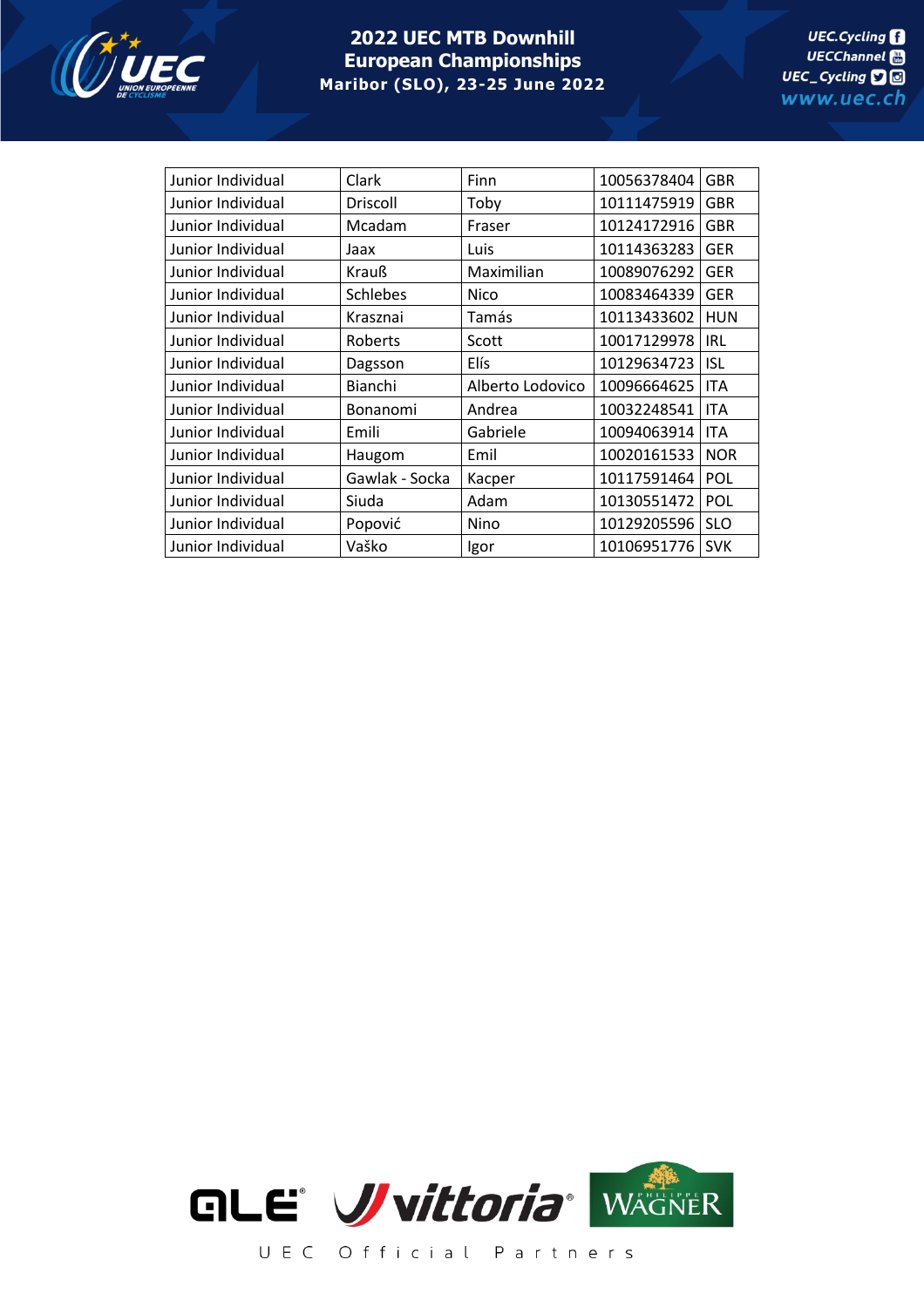| | | | | |
|---|---|---|---|---|
| Junior Individual | Clark | Finn | 10056378404 | GBR |
| Junior Individual | Driscoll | Toby | 10111475919 | GBR |
| Junior Individual | Mcadam | Fraser | 10124172916 | GBR |
| Junior Individual | Jaax | Luis | 10114363283 | GER |
| Junior Individual | Krauß | Maximilian | 10089076292 | GER |
| Junior Individual | Schlebes | Nico | 10083464339 | GER |
| Junior Individual | Krasznai | Tamás | 10113433602 | HUN |
| Junior Individual | Roberts | Scott | 10017129978 | IRL |
| Junior Individual | Dagsson | Elís | 10129634723 | ISL |
| Junior Individual | Bianchi | Alberto Lodovico | 10096664625 | ITA |
| Junior Individual | Bonanomi | Andrea | 10032248541 | ITA |
| Junior Individual | Emili | Gabriele | 10094063914 | ITA |
| Junior Individual | Haugom | Emil | 10020161533 | NOR |
| Junior Individual | Gawlak - Socka | Kacper | 10117591464 | POL |
| Junior Individual | Siuda | Adam | 10130551472 | POL |
| Junior Individual | Popović | Nino | 10129205596 | SLO |
| Junior Individual | Vaško | Igor | 10106951776 | SVK |

UEC Official Partners